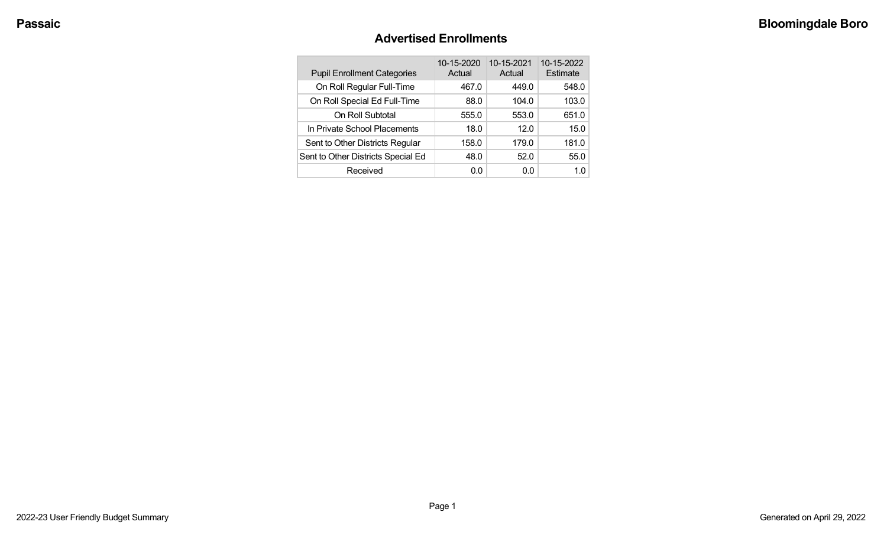# Advertised Enrollments

| Pupil Enrollment Categories | 10-15-2020 Actual | 10-15-2021 Actual | 10-15-2022 Estimate |
|---|---|---|---|
| On Roll Regular Full-Time | 467.0 | 449.0 | 548.0 |
| On Roll Special Ed Full-Time | 88.0 | 104.0 | 103.0 |
| On Roll Subtotal | 555.0 | 553.0 | 651.0 |
| In Private School Placements | 18.0 | 12.0 | 15.0 |
| Sent to Other Districts Regular | 158.0 | 179.0 | 181.0 |
| Sent to Other Districts Special Ed | 48.0 | 52.0 | 55.0 |
| Received | 0.0 | 0.0 | 1.0 |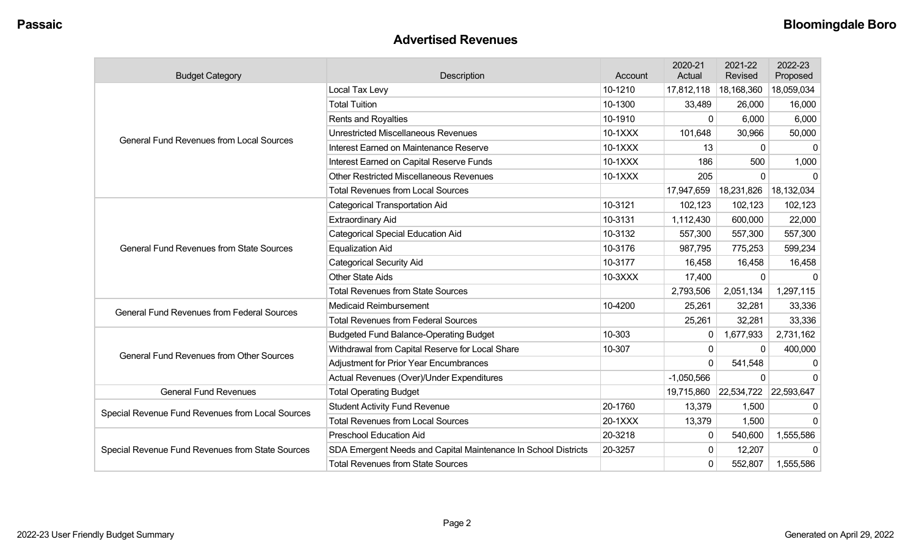Passaic

Bloomingdale Boro

## Advertised Revenues

| Budget Category | Description | Account | 2020-21 Actual | 2021-22 Revised | 2022-23 Proposed |
|---|---|---|---|---|---|
| General Fund Revenues from Local Sources | Local Tax Levy | 10-1210 | 17,812,118 | 18,168,360 | 18,059,034 |
| | Total Tuition | 10-1300 | 33,489 | 26,000 | 16,000 |
| | Rents and Royalties | 10-1910 | 0 | 6,000 | 6,000 |
| | Unrestricted Miscellaneous Revenues | 10-1XXX | 101,648 | 30,966 | 50,000 |
| | Interest Earned on Maintenance Reserve | 10-1XXX | 13 | 0 | 0 |
| | Interest Earned on Capital Reserve Funds | 10-1XXX | 186 | 500 | 1,000 |
| | Other Restricted Miscellaneous Revenues | 10-1XXX | 205 | 0 | 0 |
| | Total Revenues from Local Sources | | 17,947,659 | 18,231,826 | 18,132,034 |
| General Fund Revenues from State Sources | Categorical Transportation Aid | 10-3121 | 102,123 | 102,123 | 102,123 |
| | Extraordinary Aid | 10-3131 | 1,112,430 | 600,000 | 22,000 |
| | Categorical Special Education Aid | 10-3132 | 557,300 | 557,300 | 557,300 |
| | Equalization Aid | 10-3176 | 987,795 | 775,253 | 599,234 |
| | Categorical Security Aid | 10-3177 | 16,458 | 16,458 | 16,458 |
| | Other State Aids | 10-3XXX | 17,400 | 0 | 0 |
| | Total Revenues from State Sources | | 2,793,506 | 2,051,134 | 1,297,115 |
| General Fund Revenues from Federal Sources | Medicaid Reimbursement | 10-4200 | 25,261 | 32,281 | 33,336 |
| | Total Revenues from Federal Sources | | 25,261 | 32,281 | 33,336 |
| General Fund Revenues from Other Sources | Budgeted Fund Balance-Operating Budget | 10-303 | 0 | 1,677,933 | 2,731,162 |
| | Withdrawal from Capital Reserve for Local Share | 10-307 | 0 | 0 | 400,000 |
| | Adjustment for Prior Year Encumbrances | | 0 | 541,548 | 0 |
| | Actual Revenues (Over)/Under Expenditures | | -1,050,566 | 0 | 0 |
| General Fund Revenues | Total Operating Budget | | 19,715,860 | 22,534,722 | 22,593,647 |
| Special Revenue Fund Revenues from Local Sources | Student Activity Fund Revenue | 20-1760 | 13,379 | 1,500 | 0 |
| | Total Revenues from Local Sources | 20-1XXX | 13,379 | 1,500 | 0 |
| Special Revenue Fund Revenues from State Sources | Preschool Education Aid | 20-3218 | 0 | 540,600 | 1,555,586 |
| | SDA Emergent Needs and Capital Maintenance In School Districts | 20-3257 | 0 | 12,207 | 0 |
| | Total Revenues from State Sources | | 0 | 552,807 | 1,555,586 |

2022-23 User Friendly Budget Summary

Generated on April 29, 2022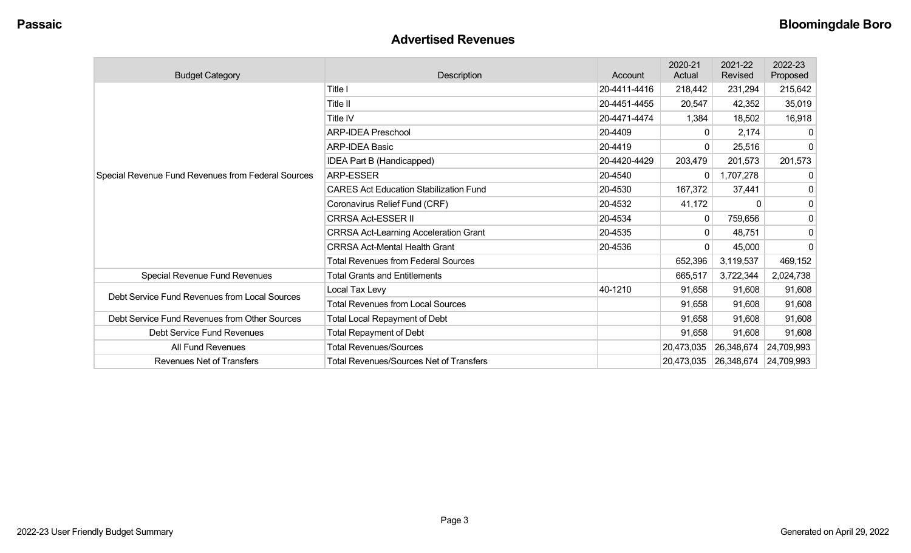## Advertised Revenues

| Budget Category | Description | Account | 2020-21 Actual | 2021-22 Revised | 2022-23 Proposed |
|---|---|---|---|---|---|
| Special Revenue Fund Revenues from Federal Sources | Title I | 20-4411-4416 | 218,442 | 231,294 | 215,642 |
| | Title II | 20-4451-4455 | 20,547 | 42,352 | 35,019 |
| | Title IV | 20-4471-4474 | 1,384 | 18,502 | 16,918 |
| | ARP-IDEA Preschool | 20-4409 | 0 | 2,174 | 0 |
| | ARP-IDEA Basic | 20-4419 | 0 | 25,516 | 0 |
| | IDEA Part B (Handicapped) | 20-4420-4429 | 203,479 | 201,573 | 201,573 |
| | ARP-ESSER | 20-4540 | 0 | 1,707,278 | 0 |
| | CARES Act Education Stabilization Fund | 20-4530 | 167,372 | 37,441 | 0 |
| | Coronavirus Relief Fund (CRF) | 20-4532 | 41,172 | 0 | 0 |
| | CRRSA Act-ESSER II | 20-4534 | 0 | 759,656 | 0 |
| | CRRSA Act-Learning Acceleration Grant | 20-4535 | 0 | 48,751 | 0 |
| | CRRSA Act-Mental Health Grant | 20-4536 | 0 | 45,000 | 0 |
| | Total Revenues from Federal Sources | | 652,396 | 3,119,537 | 469,152 |
| Special Revenue Fund Revenues | Total Grants and Entitlements | | 665,517 | 3,722,344 | 2,024,738 |
| Debt Service Fund Revenues from Local Sources | Local Tax Levy | 40-1210 | 91,658 | 91,608 | 91,608 |
| | Total Revenues from Local Sources | | 91,658 | 91,608 | 91,608 |
| Debt Service Fund Revenues from Other Sources | Total Local Repayment of Debt | | 91,658 | 91,608 | 91,608 |
| Debt Service Fund Revenues | Total Repayment of Debt | | 91,658 | 91,608 | 91,608 |
| All Fund Revenues | Total Revenues/Sources | | 20,473,035 | 26,348,674 | 24,709,993 |
| Revenues Net of Transfers | Total Revenues/Sources Net of Transfers | | 20,473,035 | 26,348,674 | 24,709,993 |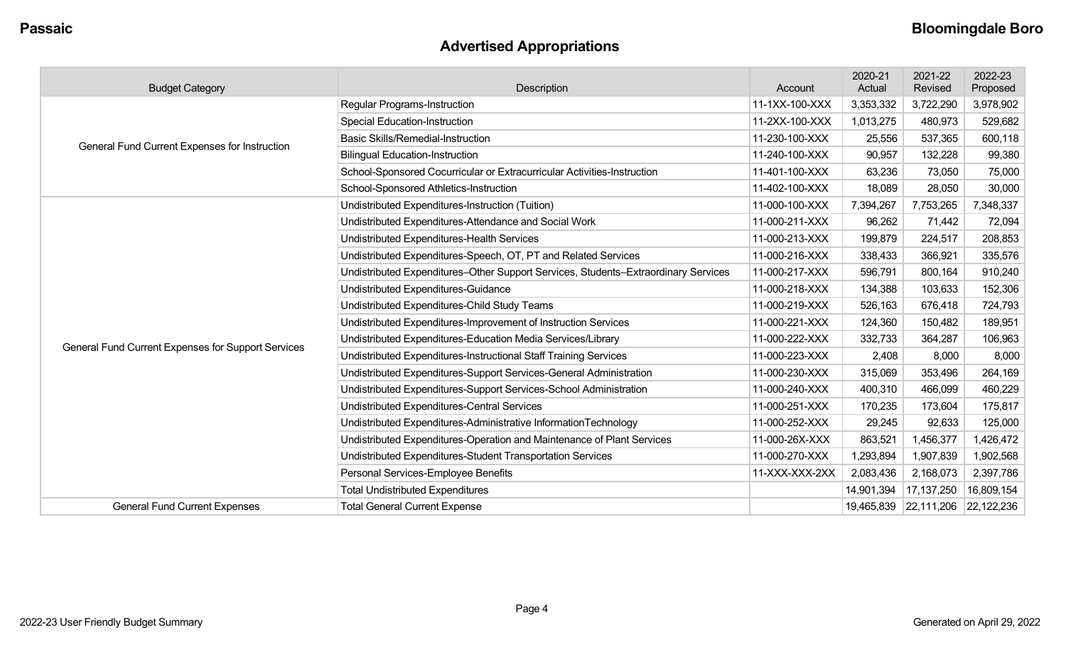## Advertised Appropriations

| Budget Category | Description | Account | 2020-21 Actual | 2021-22 Revised | 2022-23 Proposed |
|---|---|---|---|---|---|
| General Fund Current Expenses for Instruction | Regular Programs-Instruction | 11-1XX-100-XXX | 3,353,332 | 3,722,290 | 3,978,902 |
| | Special Education-Instruction | 11-2XX-100-XXX | 1,013,275 | 480,973 | 529,682 |
| | Basic Skills/Remedial-Instruction | 11-230-100-XXX | 25,556 | 537,365 | 600,118 |
| | Bilingual Education-Instruction | 11-240-100-XXX | 90,957 | 132,228 | 99,380 |
| | School-Sponsored Cocurricular or Extracurricular Activities-Instruction | 11-401-100-XXX | 63,236 | 73,050 | 75,000 |
| | School-Sponsored Athletics-Instruction | 11-402-100-XXX | 18,089 | 28,050 | 30,000 |
| General Fund Current Expenses for Support Services | Undistributed Expenditures-Instruction (Tuition) | 11-000-100-XXX | 7,394,267 | 7,753,265 | 7,348,337 |
| | Undistributed Expenditures-Attendance and Social Work | 11-000-211-XXX | 96,262 | 71,442 | 72,094 |
| | Undistributed Expenditures-Health Services | 11-000-213-XXX | 199,879 | 224,517 | 208,853 |
| | Undistributed Expenditures-Speech, OT, PT and Related Services | 11-000-216-XXX | 338,433 | 366,921 | 335,576 |
| | Undistributed Expenditures–Other Support Services, Students–Extraordinary Services | 11-000-217-XXX | 596,791 | 800,164 | 910,240 |
| | Undistributed Expenditures-Guidance | 11-000-218-XXX | 134,388 | 103,633 | 152,306 |
| | Undistributed Expenditures-Child Study Teams | 11-000-219-XXX | 526,163 | 676,418 | 724,793 |
| | Undistributed Expenditures-Improvement of Instruction Services | 11-000-221-XXX | 124,360 | 150,482 | 189,951 |
| | Undistributed Expenditures-Education Media Services/Library | 11-000-222-XXX | 332,733 | 364,287 | 106,963 |
| | Undistributed Expenditures-Instructional Staff Training Services | 11-000-223-XXX | 2,408 | 8,000 | 8,000 |
| | Undistributed Expenditures-Support Services-General Administration | 11-000-230-XXX | 315,069 | 353,496 | 264,169 |
| | Undistributed Expenditures-Support Services-School Administration | 11-000-240-XXX | 400,310 | 466,099 | 460,229 |
| | Undistributed Expenditures-Central Services | 11-000-251-XXX | 170,235 | 173,604 | 175,817 |
| | Undistributed Expenditures-Administrative InformationTechnology | 11-000-252-XXX | 29,245 | 92,633 | 125,000 |
| | Undistributed Expenditures-Operation and Maintenance of Plant Services | 11-000-26X-XXX | 863,521 | 1,456,377 | 1,426,472 |
| | Undistributed Expenditures-Student Transportation Services | 11-000-270-XXX | 1,293,894 | 1,907,839 | 1,902,568 |
| | Personal Services-Employee Benefits | 11-XXX-XXX-2XX | 2,083,436 | 2,168,073 | 2,397,786 |
| | Total Undistributed Expenditures | | 14,901,394 | 17,137,250 | 16,809,154 |
| General Fund Current Expenses | Total General Current Expense | | 19,465,839 | 22,111,206 | 22,122,236 |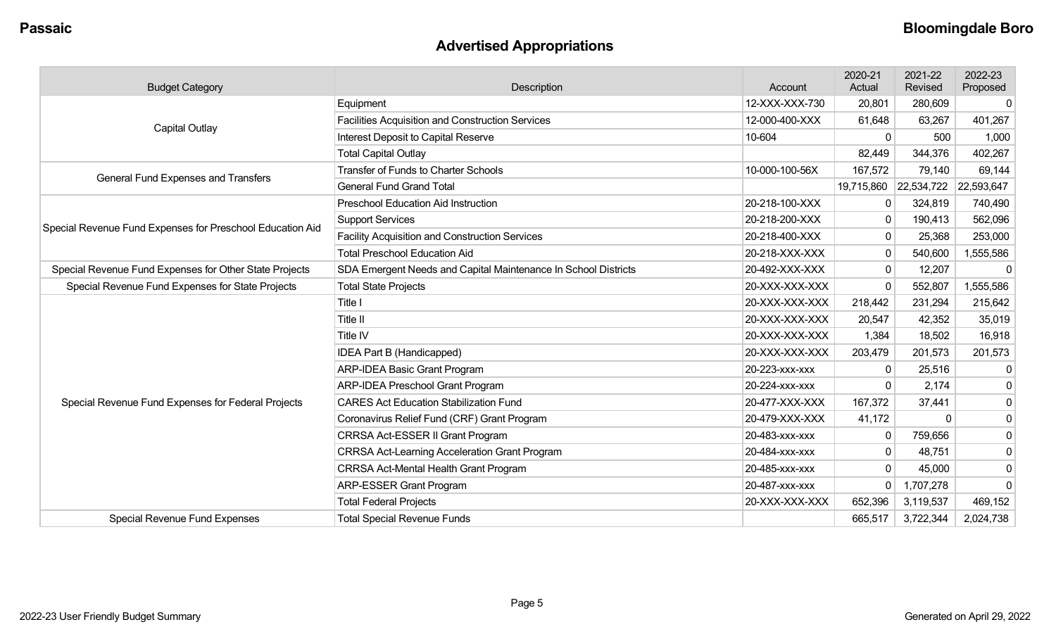Passaic — Bloomingdale Boro

## Advertised Appropriations

| Budget Category | Description | Account | 2020-21 Actual | 2021-22 Revised | 2022-23 Proposed |
|---|---|---|---|---|---|
| Capital Outlay | Equipment | 12-XXX-XXX-730 | 20,801 | 280,609 | 0 |
| | Facilities Acquisition and Construction Services | 12-000-400-XXX | 61,648 | 63,267 | 401,267 |
| | Interest Deposit to Capital Reserve | 10-604 | 0 | 500 | 1,000 |
| | Total Capital Outlay | | 82,449 | 344,376 | 402,267 |
| General Fund Expenses and Transfers | Transfer of Funds to Charter Schools | 10-000-100-56X | 167,572 | 79,140 | 69,144 |
| | General Fund Grand Total | | 19,715,860 | 22,534,722 | 22,593,647 |
| Special Revenue Fund Expenses for Preschool Education Aid | Preschool Education Aid Instruction | 20-218-100-XXX | 0 | 324,819 | 740,490 |
| | Support Services | 20-218-200-XXX | 0 | 190,413 | 562,096 |
| | Facility Acquisition and Construction Services | 20-218-400-XXX | 0 | 25,368 | 253,000 |
| | Total Preschool Education Aid | 20-218-XXX-XXX | 0 | 540,600 | 1,555,586 |
| Special Revenue Fund Expenses for Other State Projects | SDA Emergent Needs and Capital Maintenance In School Districts | 20-492-XXX-XXX | 0 | 12,207 | 0 |
| Special Revenue Fund Expenses for State Projects | Total State Projects | 20-XXX-XXX-XXX | 0 | 552,807 | 1,555,586 |
| Special Revenue Fund Expenses for Federal Projects | Title I | 20-XXX-XXX-XXX | 218,442 | 231,294 | 215,642 |
| | Title II | 20-XXX-XXX-XXX | 20,547 | 42,352 | 35,019 |
| | Title IV | 20-XXX-XXX-XXX | 1,384 | 18,502 | 16,918 |
| | IDEA Part B (Handicapped) | 20-XXX-XXX-XXX | 203,479 | 201,573 | 201,573 |
| | ARP-IDEA Basic Grant Program | 20-223-xxx-xxx | 0 | 25,516 | 0 |
| | ARP-IDEA Preschool Grant Program | 20-224-xxx-xxx | 0 | 2,174 | 0 |
| | CARES Act Education Stabilization Fund | 20-477-XXX-XXX | 167,372 | 37,441 | 0 |
| | Coronavirus Relief Fund (CRF) Grant Program | 20-479-XXX-XXX | 41,172 | 0 | 0 |
| | CRRSA Act-ESSER II Grant Program | 20-483-xxx-xxx | 0 | 759,656 | 0 |
| | CRRSA Act-Learning Acceleration Grant Program | 20-484-xxx-xxx | 0 | 48,751 | 0 |
| | CRRSA Act-Mental Health Grant Program | 20-485-xxx-xxx | 0 | 45,000 | 0 |
| | ARP-ESSER Grant Program | 20-487-xxx-xxx | 0 | 1,707,278 | 0 |
| | Total Federal Projects | 20-XXX-XXX-XXX | 652,396 | 3,119,537 | 469,152 |
| Special Revenue Fund Expenses | Total Special Revenue Funds | | 665,517 | 3,722,344 | 2,024,738 |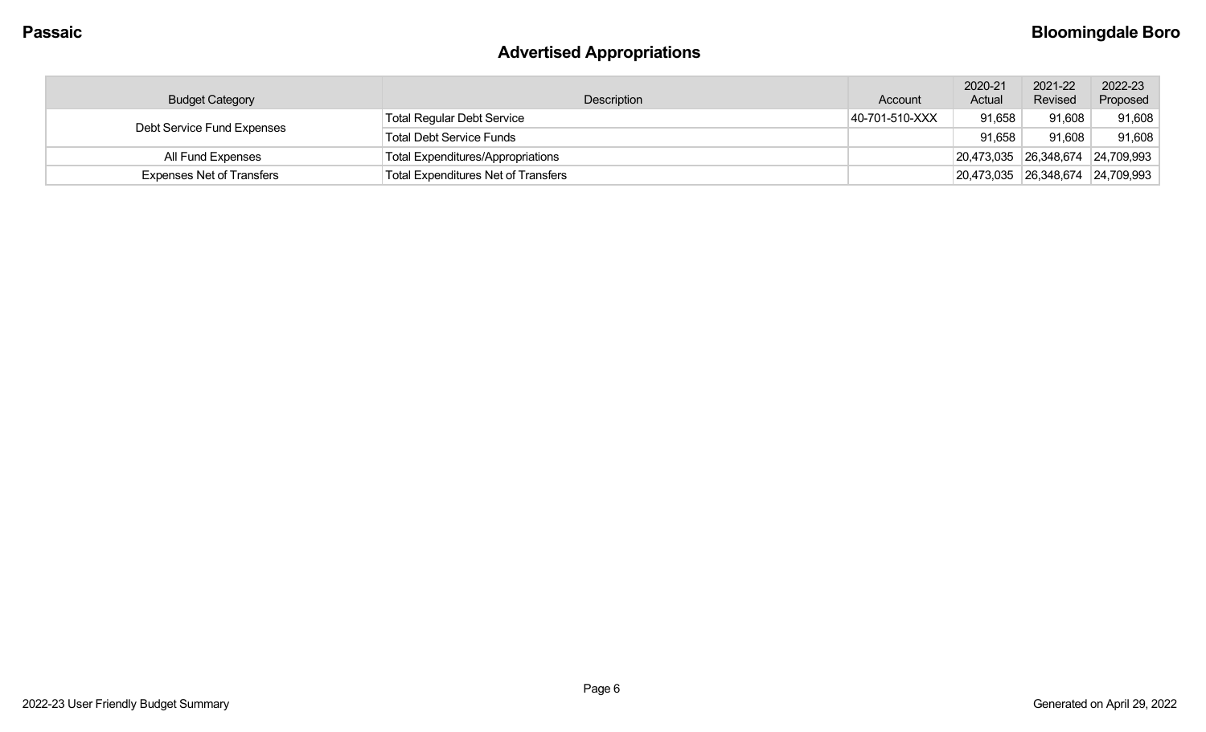## Advertised Appropriations

| Budget Category | Description | Account | 2020-21 Actual | 2021-22 Revised | 2022-23 Proposed |
|---|---|---|---|---|---|
| Debt Service Fund Expenses | Total Regular Debt Service | 40-701-510-XXX | 91,658 | 91,608 | 91,608 |
| | Total Debt Service Funds | | 91,658 | 91,608 | 91,608 |
| All Fund Expenses | Total Expenditures/Appropriations | | 20,473,035 | 26,348,674 | 24,709,993 |
| Expenses Net of Transfers | Total Expenditures Net of Transfers | | 20,473,035 | 26,348,674 | 24,709,993 |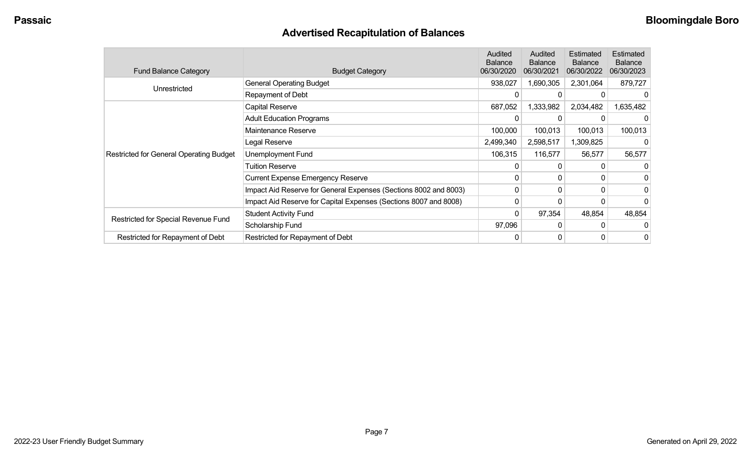## Advertised Recapitulation of Balances

| Fund Balance Category | Budget Category | Audited Balance 06/30/2020 | Audited Balance 06/30/2021 | Estimated Balance 06/30/2022 | Estimated Balance 06/30/2023 |
|---|---|---|---|---|---|
| Unrestricted | General Operating Budget | 938,027 | 1,690,305 | 2,301,064 | 879,727 |
| | Repayment of Debt | 0 | 0 | 0 | 0 |
| Restricted for General Operating Budget | Capital Reserve | 687,052 | 1,333,982 | 2,034,482 | 1,635,482 |
| | Adult Education Programs | 0 | 0 | 0 | 0 |
| | Maintenance Reserve | 100,000 | 100,013 | 100,013 | 100,013 |
| | Legal Reserve | 2,499,340 | 2,598,517 | 1,309,825 | 0 |
| | Unemployment Fund | 106,315 | 116,577 | 56,577 | 56,577 |
| | Tuition Reserve | 0 | 0 | 0 | 0 |
| | Current Expense Emergency Reserve | 0 | 0 | 0 | 0 |
| | Impact Aid Reserve for General Expenses (Sections 8002 and 8003) | 0 | 0 | 0 | 0 |
| | Impact Aid Reserve for Capital Expenses (Sections 8007 and 8008) | 0 | 0 | 0 | 0 |
| Restricted for Special Revenue Fund | Student Activity Fund | 0 | 97,354 | 48,854 | 48,854 |
| | Scholarship Fund | 97,096 | 0 | 0 | 0 |
| Restricted for Repayment of Debt | Restricted for Repayment of Debt | 0 | 0 | 0 | 0 |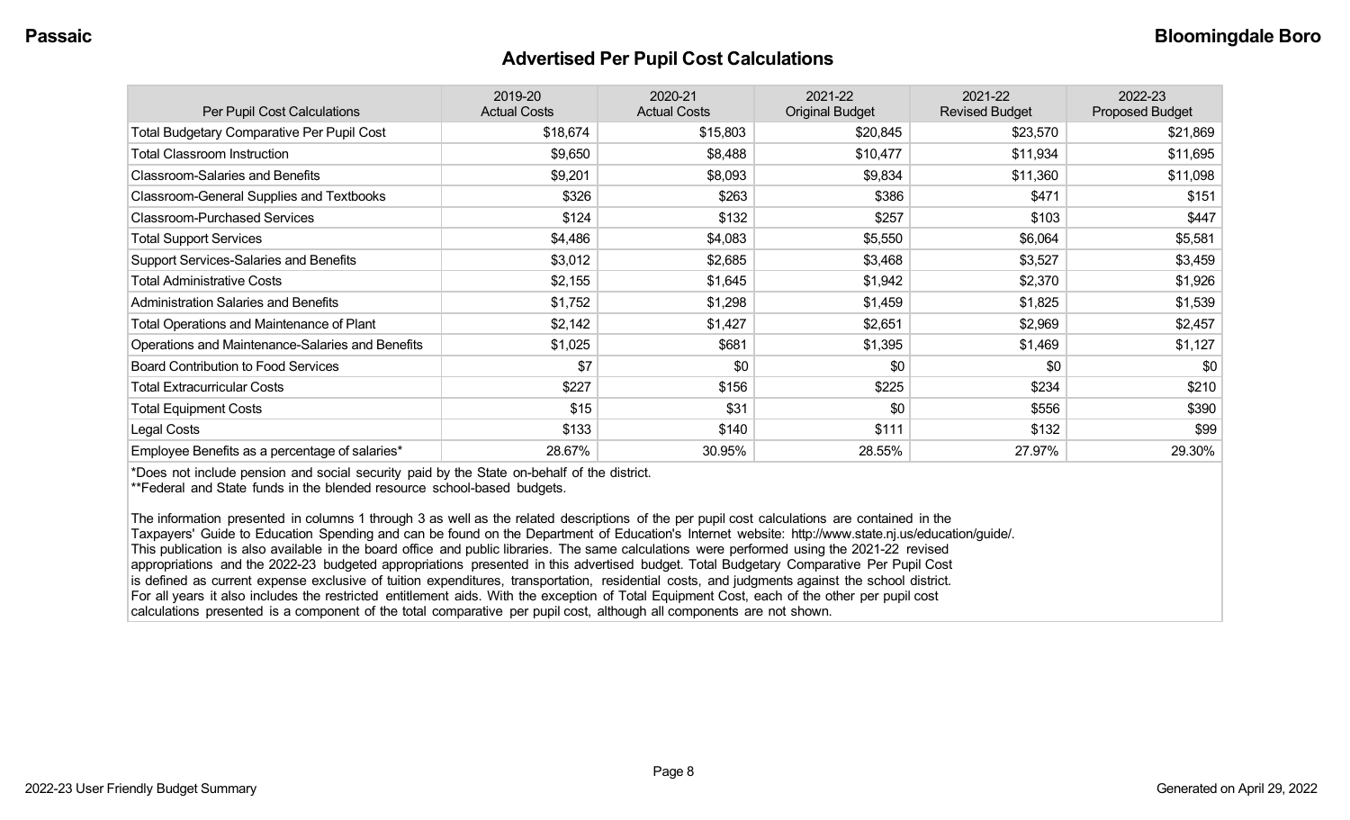## Advertised Per Pupil Cost Calculations

| Per Pupil Cost Calculations | 2019-20 Actual Costs | 2020-21 Actual Costs | 2021-22 Original Budget | 2021-22 Revised Budget | 2022-23 Proposed Budget |
|---|---|---|---|---|---|
| Total Budgetary Comparative Per Pupil Cost | $18,674 | $15,803 | $20,845 | $23,570 | $21,869 |
| Total Classroom Instruction | $9,650 | $8,488 | $10,477 | $11,934 | $11,695 |
| Classroom-Salaries and Benefits | $9,201 | $8,093 | $9,834 | $11,360 | $11,098 |
| Classroom-General Supplies and Textbooks | $326 | $263 | $386 | $471 | $151 |
| Classroom-Purchased Services | $124 | $132 | $257 | $103 | $447 |
| Total Support Services | $4,486 | $4,083 | $5,550 | $6,064 | $5,581 |
| Support Services-Salaries and Benefits | $3,012 | $2,685 | $3,468 | $3,527 | $3,459 |
| Total Administrative Costs | $2,155 | $1,645 | $1,942 | $2,370 | $1,926 |
| Administration Salaries and Benefits | $1,752 | $1,298 | $1,459 | $1,825 | $1,539 |
| Total Operations and Maintenance of Plant | $2,142 | $1,427 | $2,651 | $2,969 | $2,457 |
| Operations and Maintenance-Salaries and Benefits | $1,025 | $681 | $1,395 | $1,469 | $1,127 |
| Board Contribution to Food Services | $7 | $0 | $0 | $0 | $0 |
| Total Extracurricular Costs | $227 | $156 | $225 | $234 | $210 |
| Total Equipment Costs | $15 | $31 | $0 | $556 | $390 |
| Legal Costs | $133 | $140 | $111 | $132 | $99 |
| Employee Benefits as a percentage of salaries* | 28.67% | 30.95% | 28.55% | 27.97% | 29.30% |

*Does not include pension and social security paid by the State on-behalf of the district.
**Federal and State funds in the blended resource school-based budgets.

The information presented in columns 1 through 3 as well as the related descriptions of the per pupil cost calculations are contained in the Taxpayers' Guide to Education Spending and can be found on the Department of Education's Internet website: http://www.state.nj.us/education/guide/. This publication is also available in the board office and public libraries. The same calculations were performed using the 2021-22 revised appropriations and the 2022-23 budgeted appropriations presented in this advertised budget. Total Budgetary Comparative Per Pupil Cost is defined as current expense exclusive of tuition expenditures, transportation, residential costs, and judgments against the school district. For all years it also includes the restricted entitlement aids. With the exception of Total Equipment Cost, each of the other per pupil cost calculations presented is a component of the total comparative per pupil cost, although all components are not shown.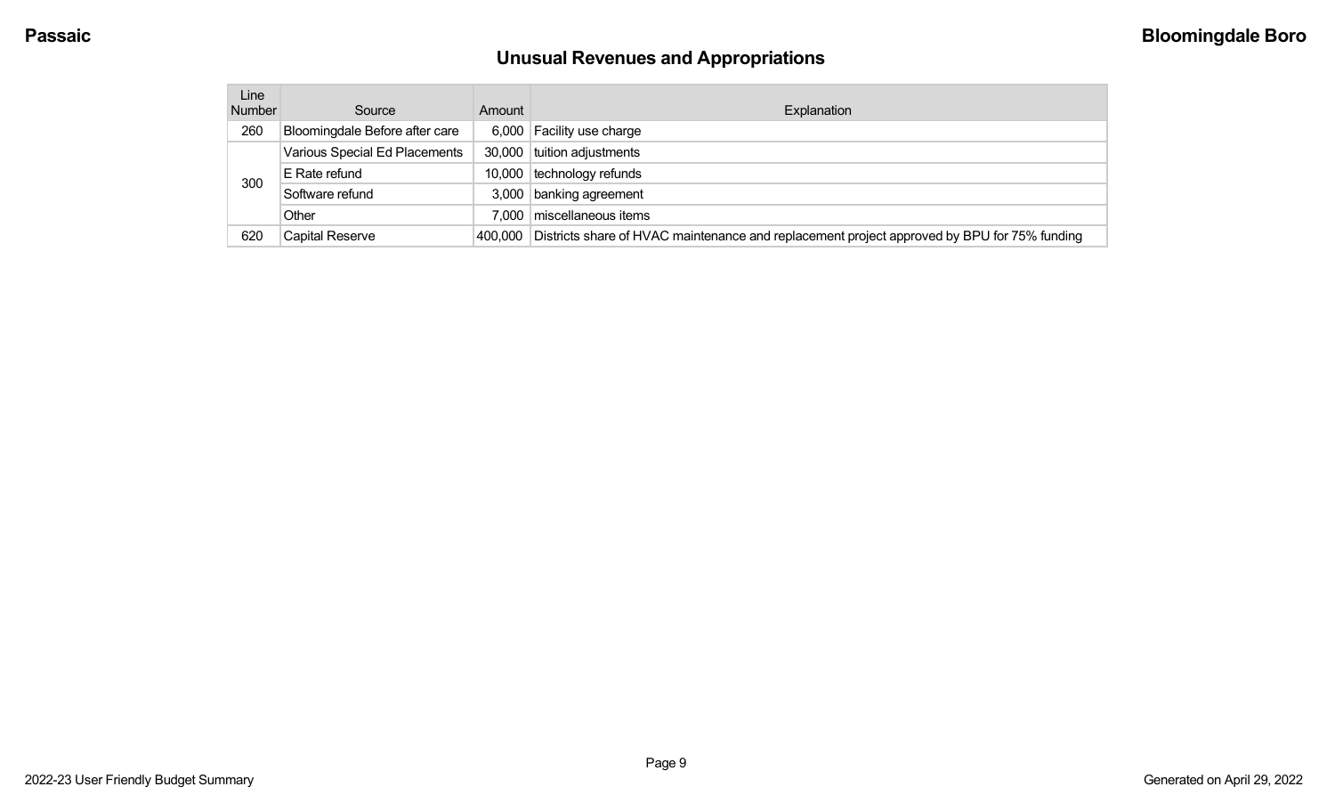Passaic

**Bloomingdale Boro**

## Unusual Revenues and Appropriations

| Line Number | Source | Amount | Explanation |
|---|---|---|---|
| 260 | Bloomingdale Before after care | 6,000 | Facility use charge |
| 300 | Various Special Ed Placements | 30,000 | tuition adjustments |
| | E Rate refund | 10,000 | technology refunds |
| | Software refund | 3,000 | banking agreement |
| | Other | 7,000 | miscellaneous items |
| 620 | Capital Reserve | 400,000 | Districts share of HVAC maintenance and replacement project approved by BPU for 75% funding |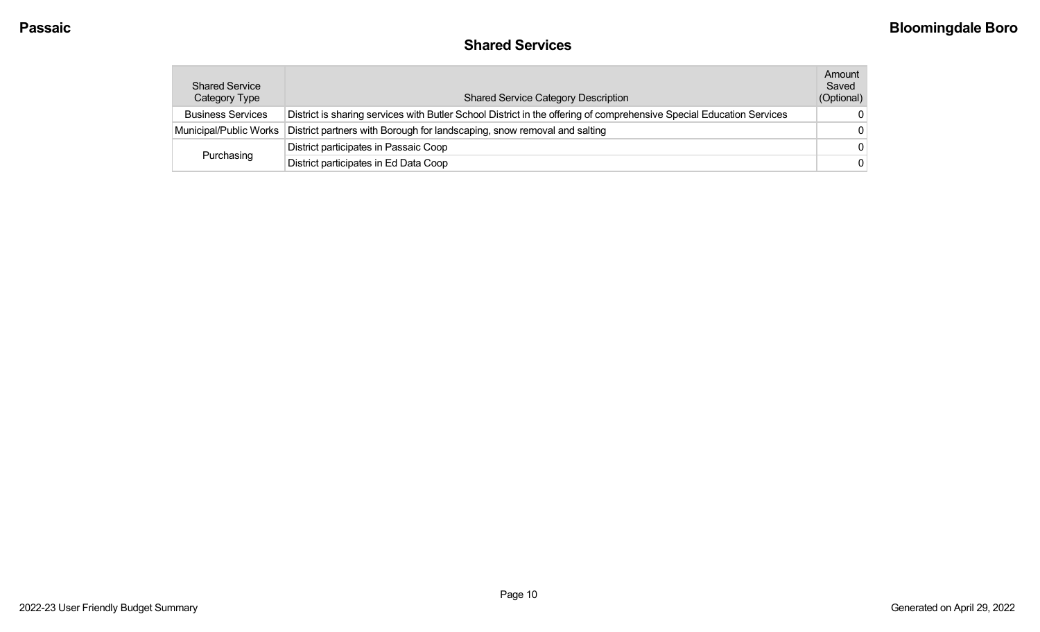## Shared Services

| Shared Service Category Type | Shared Service Category Description | Amount Saved (Optional) |
|---|---|---|
| Business Services | District is sharing services with Butler School District in the offering of comprehensive Special Education Services | 0 |
| Municipal/Public Works | District partners with Borough for landscaping, snow removal and salting | 0 |
| Purchasing | District participates in Passaic Coop | 0 |
| | District participates in Ed Data Coop | 0 |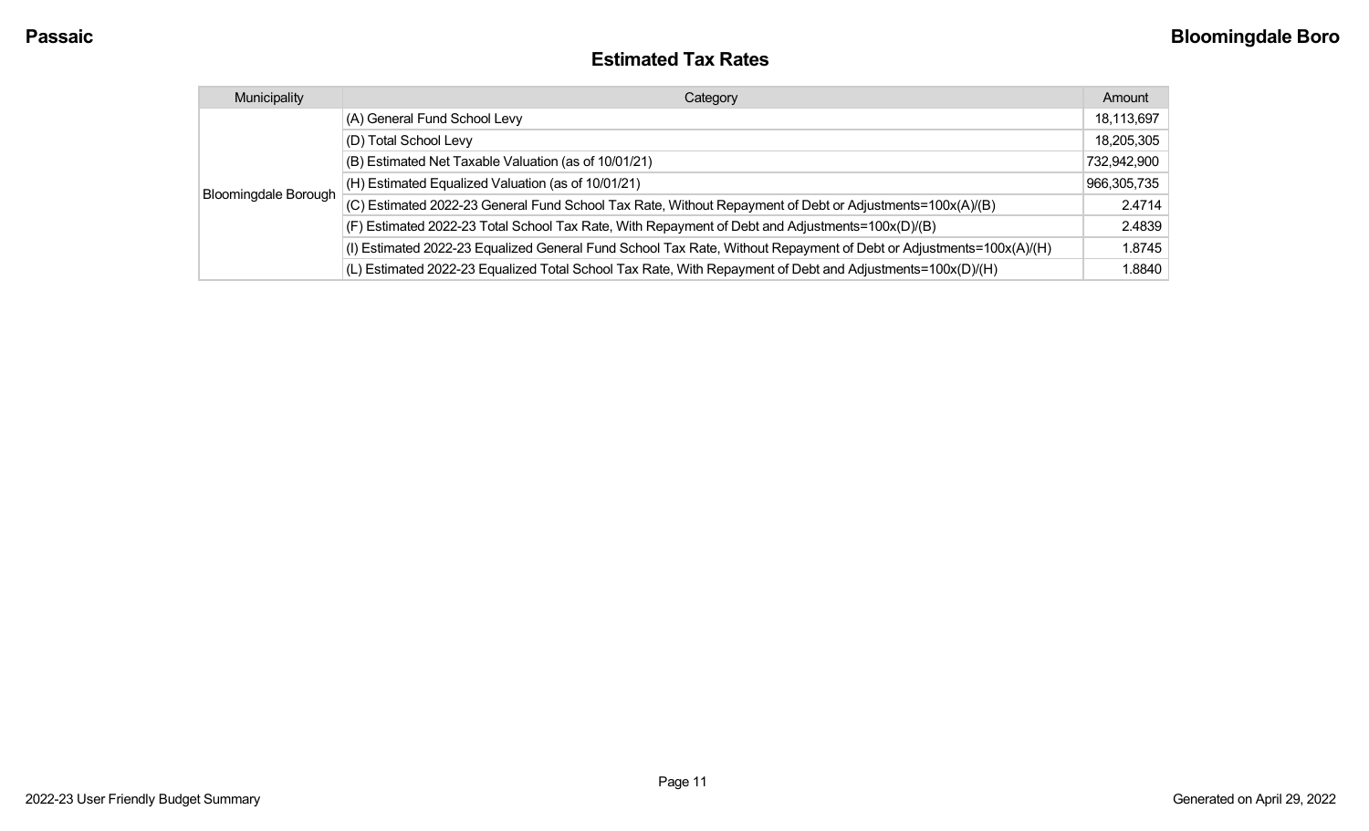## Estimated Tax Rates

| Municipality | Category | Amount |
| --- | --- | --- |
| Bloomingdale Borough | (A) General Fund School Levy | 18,113,697 |
| | (D) Total School Levy | 18,205,305 |
| | (B) Estimated Net Taxable Valuation (as of 10/01/21) | 732,942,900 |
| | (H) Estimated Equalized Valuation (as of 10/01/21) | 966,305,735 |
| | (C) Estimated 2022-23 General Fund School Tax Rate, Without Repayment of Debt or Adjustments=100x(A)/(B) | 2.4714 |
| | (F) Estimated 2022-23 Total School Tax Rate, With Repayment of Debt and Adjustments=100x(D)/(B) | 2.4839 |
| | (I) Estimated 2022-23 Equalized General Fund School Tax Rate, Without Repayment of Debt or Adjustments=100x(A)/(H) | 1.8745 |
| | (L) Estimated 2022-23 Equalized Total School Tax Rate, With Repayment of Debt and Adjustments=100x(D)/(H) | 1.8840 |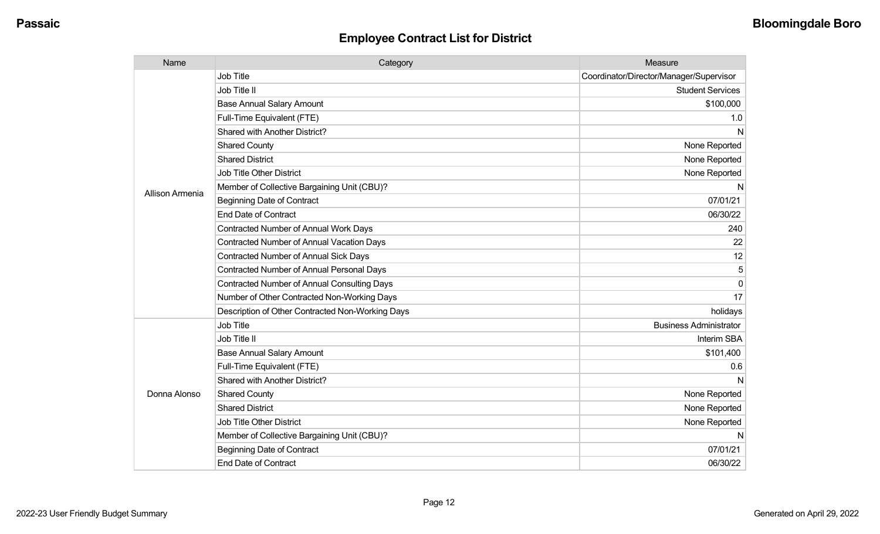## Employee Contract List for District

| Name | Category | Measure |
|---|---|---|
| Allison Armenia | Job Title | Coordinator/Director/Manager/Supervisor |
| | Job Title II | Student Services |
| | Base Annual Salary Amount | $100,000 |
| | Full-Time Equivalent (FTE) | 1.0 |
| | Shared with Another District? | N |
| | Shared County | None Reported |
| | Shared District | None Reported |
| | Job Title Other District | None Reported |
| | Member of Collective Bargaining Unit (CBU)? | N |
| | Beginning Date of Contract | 07/01/21 |
| | End Date of Contract | 06/30/22 |
| | Contracted Number of Annual Work Days | 240 |
| | Contracted Number of Annual Vacation Days | 22 |
| | Contracted Number of Annual Sick Days | 12 |
| | Contracted Number of Annual Personal Days | 5 |
| | Contracted Number of Annual Consulting Days | 0 |
| | Number of Other Contracted Non-Working Days | 17 |
| | Description of Other Contracted Non-Working Days | holidays |
| Donna Alonso | Job Title | Business Administrator |
| | Job Title II | Interim SBA |
| | Base Annual Salary Amount | $101,400 |
| | Full-Time Equivalent (FTE) | 0.6 |
| | Shared with Another District? | N |
| | Shared County | None Reported |
| | Shared District | None Reported |
| | Job Title Other District | None Reported |
| | Member of Collective Bargaining Unit (CBU)? | N |
| | Beginning Date of Contract | 07/01/21 |
| | End Date of Contract | 06/30/22 |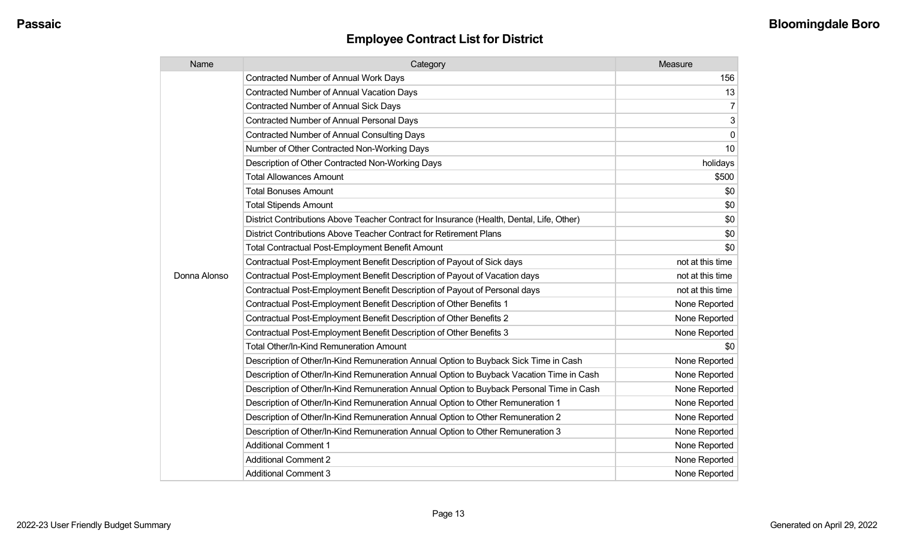## Employee Contract List for District

| Name | Category | Measure |
| --- | --- | --- |
| Donna Alonso | Contracted Number of Annual Work Days | 156 |
| | Contracted Number of Annual Vacation Days | 13 |
| | Contracted Number of Annual Sick Days | 7 |
| | Contracted Number of Annual Personal Days | 3 |
| | Contracted Number of Annual Consulting Days | 0 |
| | Number of Other Contracted Non-Working Days | 10 |
| | Description of Other Contracted Non-Working Days | holidays |
| | Total Allowances Amount | $500 |
| | Total Bonuses Amount | $0 |
| | Total Stipends Amount | $0 |
| | District Contributions Above Teacher Contract for Insurance (Health, Dental, Life, Other) | $0 |
| | District Contributions Above Teacher Contract for Retirement Plans | $0 |
| | Total Contractual Post-Employment Benefit Amount | $0 |
| | Contractual Post-Employment Benefit Description of Payout of Sick days | not at this time |
| | Contractual Post-Employment Benefit Description of Payout of Vacation days | not at this time |
| | Contractual Post-Employment Benefit Description of Payout of Personal days | not at this time |
| | Contractual Post-Employment Benefit Description of Other Benefits 1 | None Reported |
| | Contractual Post-Employment Benefit Description of Other Benefits 2 | None Reported |
| | Contractual Post-Employment Benefit Description of Other Benefits 3 | None Reported |
| | Total Other/In-Kind Remuneration Amount | $0 |
| | Description of Other/In-Kind Remuneration Annual Option to Buyback Sick Time in Cash | None Reported |
| | Description of Other/In-Kind Remuneration Annual Option to Buyback Vacation Time in Cash | None Reported |
| | Description of Other/In-Kind Remuneration Annual Option to Buyback Personal Time in Cash | None Reported |
| | Description of Other/In-Kind Remuneration Annual Option to Other Remuneration 1 | None Reported |
| | Description of Other/In-Kind Remuneration Annual Option to Other Remuneration 2 | None Reported |
| | Description of Other/In-Kind Remuneration Annual Option to Other Remuneration 3 | None Reported |
| | Additional Comment 1 | None Reported |
| | Additional Comment 2 | None Reported |
| | Additional Comment 3 | None Reported |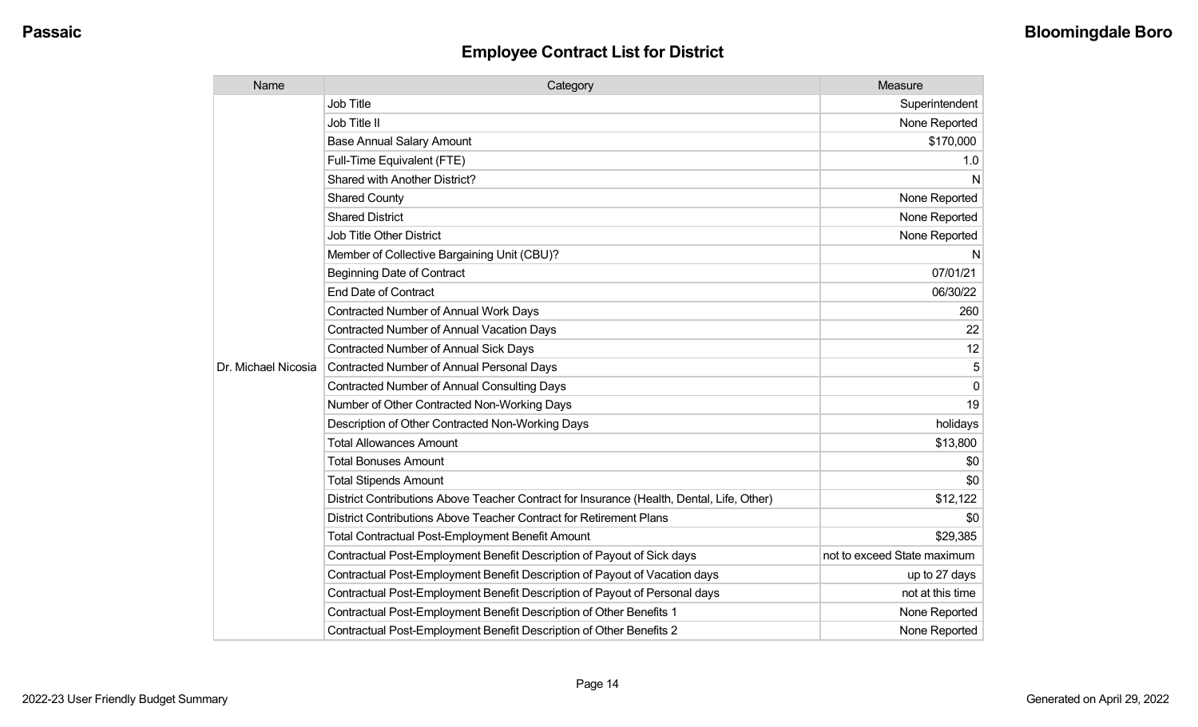# Employee Contract List for District

| Name | Category | Measure |
|---|---|---|
| Dr. Michael Nicosia | Job Title | Superintendent |
| | Job Title II | None Reported |
| | Base Annual Salary Amount | $170,000 |
| | Full-Time Equivalent (FTE) | 1.0 |
| | Shared with Another District? | N |
| | Shared County | None Reported |
| | Shared District | None Reported |
| | Job Title Other District | None Reported |
| | Member of Collective Bargaining Unit (CBU)? | N |
| | Beginning Date of Contract | 07/01/21 |
| | End Date of Contract | 06/30/22 |
| | Contracted Number of Annual Work Days | 260 |
| | Contracted Number of Annual Vacation Days | 22 |
| | Contracted Number of Annual Sick Days | 12 |
| | Contracted Number of Annual Personal Days | 5 |
| | Contracted Number of Annual Consulting Days | 0 |
| | Number of Other Contracted Non-Working Days | 19 |
| | Description of Other Contracted Non-Working Days | holidays |
| | Total Allowances Amount | $13,800 |
| | Total Bonuses Amount | $0 |
| | Total Stipends Amount | $0 |
| | District Contributions Above Teacher Contract for Insurance (Health, Dental, Life, Other) | $12,122 |
| | District Contributions Above Teacher Contract for Retirement Plans | $0 |
| | Total Contractual Post-Employment Benefit Amount | $29,385 |
| | Contractual Post-Employment Benefit Description of Payout of Sick days | not to exceed State maximum |
| | Contractual Post-Employment Benefit Description of Payout of Vacation days | up to 27 days |
| | Contractual Post-Employment Benefit Description of Payout of Personal days | not at this time |
| | Contractual Post-Employment Benefit Description of Other Benefits 1 | None Reported |
| | Contractual Post-Employment Benefit Description of Other Benefits 2 | None Reported |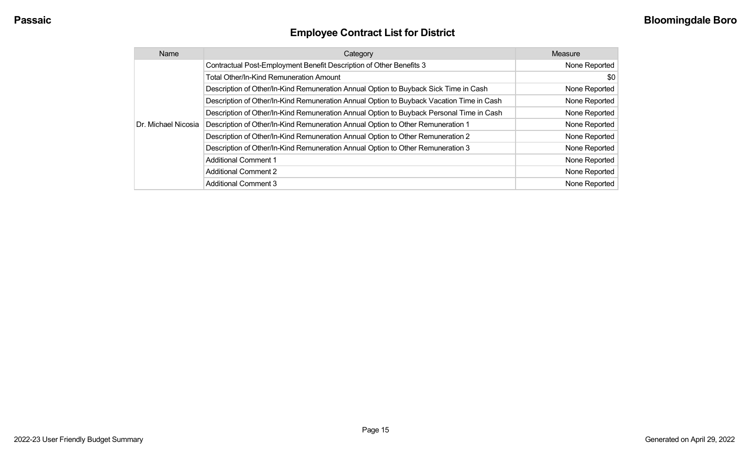## Employee Contract List for District

| Name | Category | Measure |
|---|---|---|
| Dr. Michael Nicosia | Contractual Post-Employment Benefit Description of Other Benefits 3 | None Reported |
| | Total Other/In-Kind Remuneration Amount | $0 |
| | Description of Other/In-Kind Remuneration Annual Option to Buyback Sick Time in Cash | None Reported |
| | Description of Other/In-Kind Remuneration Annual Option to Buyback Vacation Time in Cash | None Reported |
| | Description of Other/In-Kind Remuneration Annual Option to Buyback Personal Time in Cash | None Reported |
| | Description of Other/In-Kind Remuneration Annual Option to Other Remuneration 1 | None Reported |
| | Description of Other/In-Kind Remuneration Annual Option to Other Remuneration 2 | None Reported |
| | Description of Other/In-Kind Remuneration Annual Option to Other Remuneration 3 | None Reported |
| | Additional Comment 1 | None Reported |
| | Additional Comment 2 | None Reported |
| | Additional Comment 3 | None Reported |